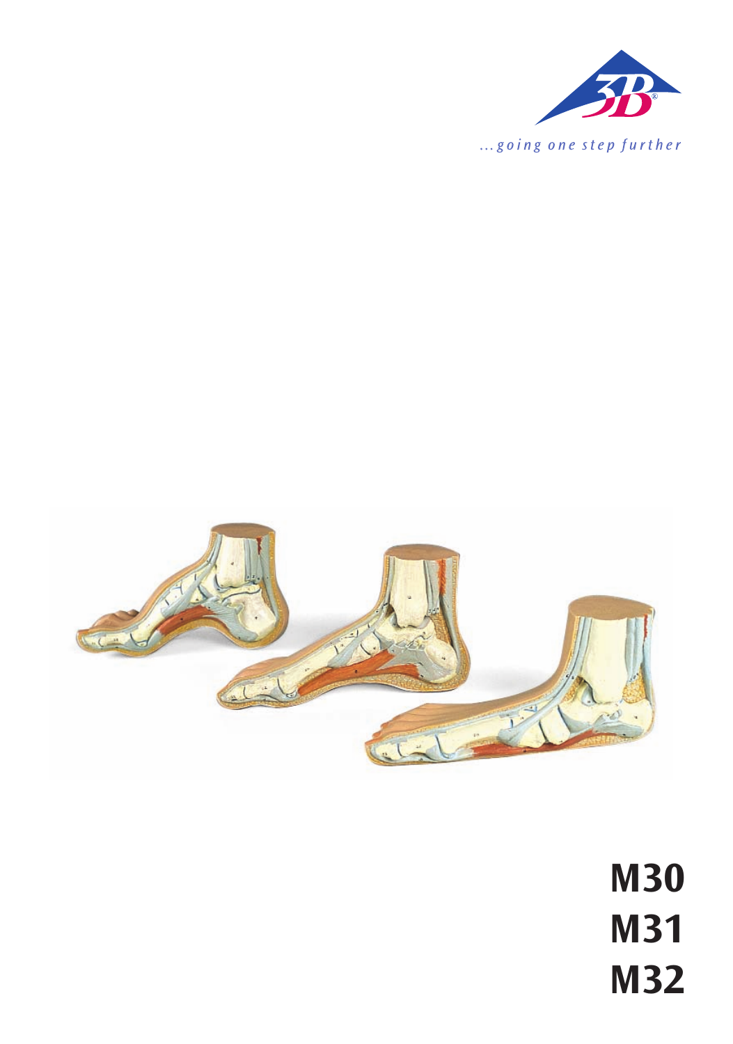...going one step further

**M30**
**M31**
**M32**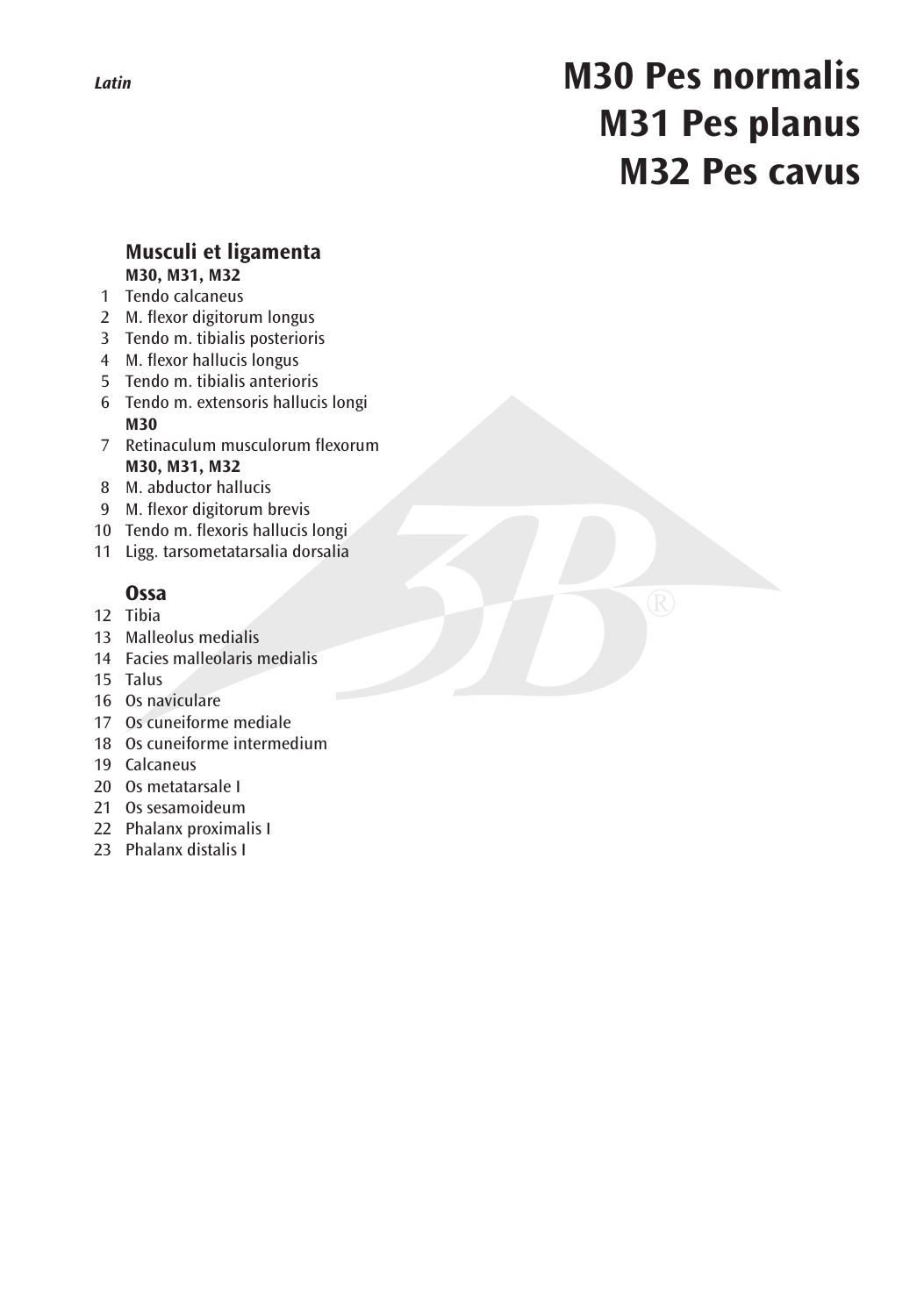*Latin*

# M30 Pes normalis
# M31 Pes planus
# M32 Pes cavus

## Musculi et ligamenta

**M30, M31, M32**

1 Tendo calcaneus
2 M. flexor digitorum longus
3 Tendo m. tibialis posterioris
4 M. flexor hallucis longus
5 Tendo m. tibialis anterioris
6 Tendo m. extensoris hallucis longi

**M30**

7 Retinaculum musculorum flexorum

**M30, M31, M32**

8 M. abductor hallucis
9 M. flexor digitorum brevis
10 Tendo m. flexoris hallucis longi
11 Ligg. tarsometatarsalia dorsalia

## Ossa

12 Tibia
13 Malleolus medialis
14 Facies malleolaris medialis
15 Talus
16 Os naviculare
17 Os cuneiforme mediale
18 Os cuneiforme intermedium
19 Calcaneus
20 Os metatarsale I
21 Os sesamoideum
22 Phalanx proximalis I
23 Phalanx distalis I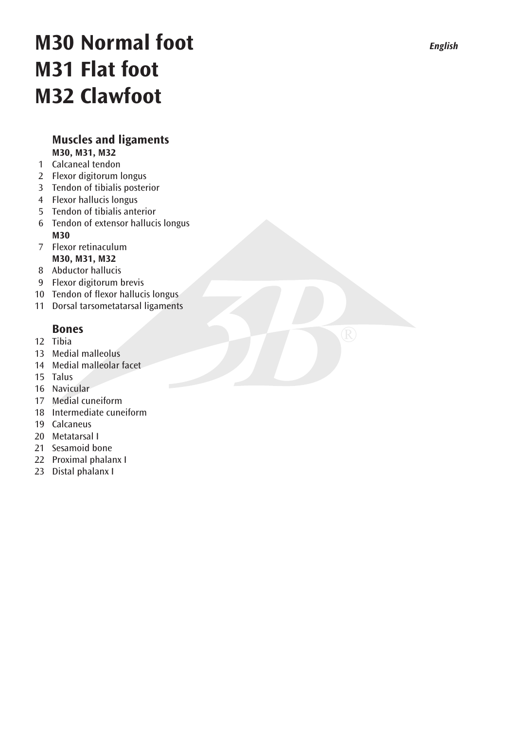# M30 Normal foot
# M31 Flat foot
# M32 Clawfoot

*English*

## Muscles and ligaments

**M30, M31, M32**

1 Calcaneal tendon
2 Flexor digitorum longus
3 Tendon of tibialis posterior
4 Flexor hallucis longus
5 Tendon of tibialis anterior
6 Tendon of extensor hallucis longus

**M30**

7 Flexor retinaculum

**M30, M31, M32**

8 Abductor hallucis
9 Flexor digitorum brevis
10 Tendon of flexor hallucis longus
11 Dorsal tarsometatarsal ligaments

## Bones

12 Tibia
13 Medial malleolus
14 Medial malleolar facet
15 Talus
16 Navicular
17 Medial cuneiform
18 Intermediate cuneiform
19 Calcaneus
20 Metatarsal I
21 Sesamoid bone
22 Proximal phalanx I
23 Distal phalanx I